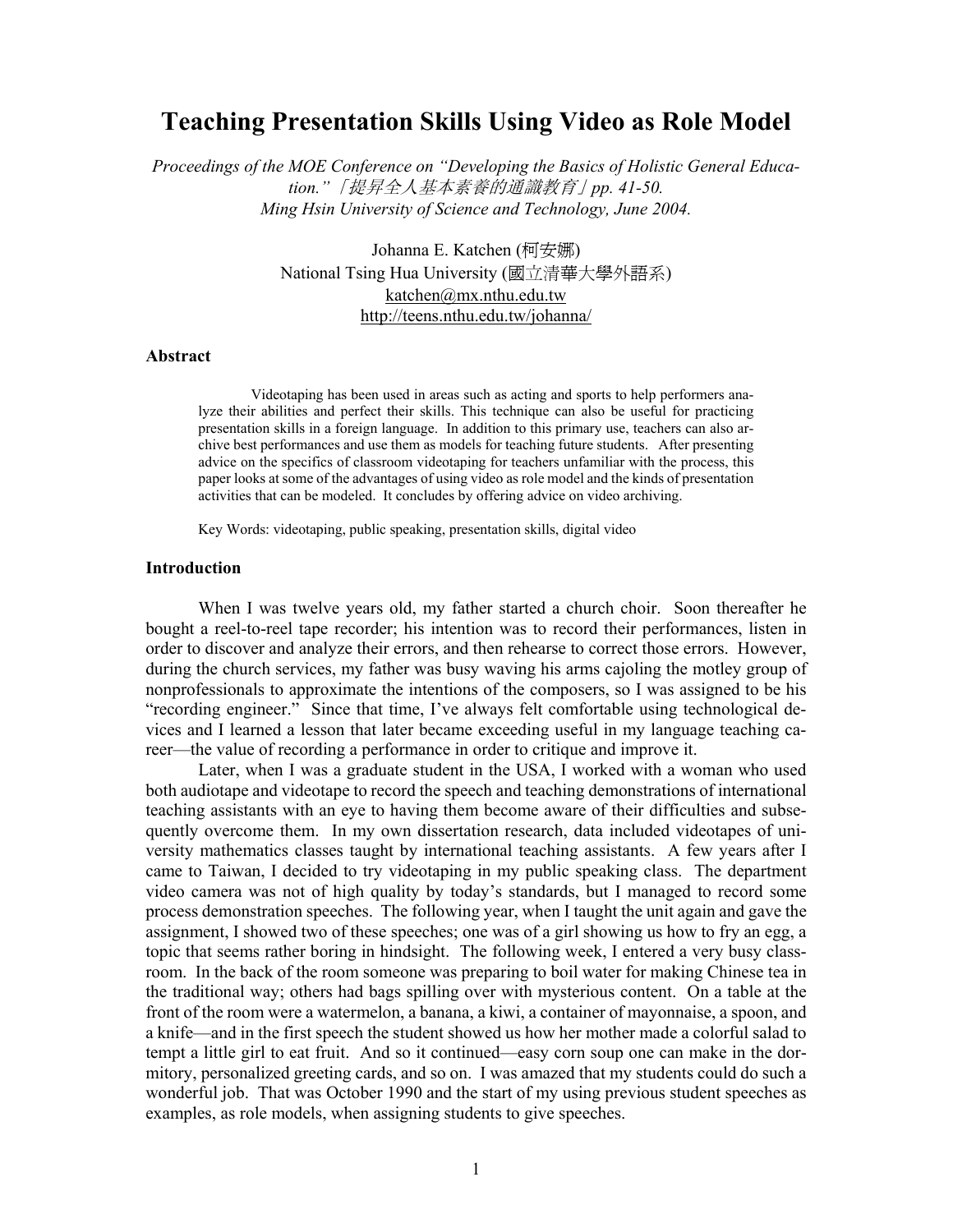# Teaching Presentation Skills Using Video as Role Model

*Proceedings of the MOE Conference on "Developing the Basics of Holistic General Education."「提昇全人基本素養的通識教育」pp. 41-50. Ming Hsin University of Science and Technology, June 2004.*

Johanna E. Katchen (柯安娜)
National Tsing Hua University (國立清華大學外語系)
katchen@mx.nthu.edu.tw
http://teens.nthu.edu.tw/johanna/

### Abstract

Videotaping has been used in areas such as acting and sports to help performers analyze their abilities and perfect their skills. This technique can also be useful for practicing presentation skills in a foreign language. In addition to this primary use, teachers can also archive best performances and use them as models for teaching future students. After presenting advice on the specifics of classroom videotaping for teachers unfamiliar with the process, this paper looks at some of the advantages of using video as role model and the kinds of presentation activities that can be modeled. It concludes by offering advice on video archiving.

Key Words: videotaping, public speaking, presentation skills, digital video

### Introduction

When I was twelve years old, my father started a church choir. Soon thereafter he bought a reel-to-reel tape recorder; his intention was to record their performances, listen in order to discover and analyze their errors, and then rehearse to correct those errors. However, during the church services, my father was busy waving his arms cajoling the motley group of nonprofessionals to approximate the intentions of the composers, so I was assigned to be his "recording engineer." Since that time, I've always felt comfortable using technological devices and I learned a lesson that later became exceeding useful in my language teaching career—the value of recording a performance in order to critique and improve it.

Later, when I was a graduate student in the USA, I worked with a woman who used both audiotape and videotape to record the speech and teaching demonstrations of international teaching assistants with an eye to having them become aware of their difficulties and subsequently overcome them. In my own dissertation research, data included videotapes of university mathematics classes taught by international teaching assistants. A few years after I came to Taiwan, I decided to try videotaping in my public speaking class. The department video camera was not of high quality by today's standards, but I managed to record some process demonstration speeches. The following year, when I taught the unit again and gave the assignment, I showed two of these speeches; one was of a girl showing us how to fry an egg, a topic that seems rather boring in hindsight. The following week, I entered a very busy classroom. In the back of the room someone was preparing to boil water for making Chinese tea in the traditional way; others had bags spilling over with mysterious content. On a table at the front of the room were a watermelon, a banana, a kiwi, a container of mayonnaise, a spoon, and a knife—and in the first speech the student showed us how her mother made a colorful salad to tempt a little girl to eat fruit. And so it continued—easy corn soup one can make in the dormitory, personalized greeting cards, and so on. I was amazed that my students could do such a wonderful job. That was October 1990 and the start of my using previous student speeches as examples, as role models, when assigning students to give speeches.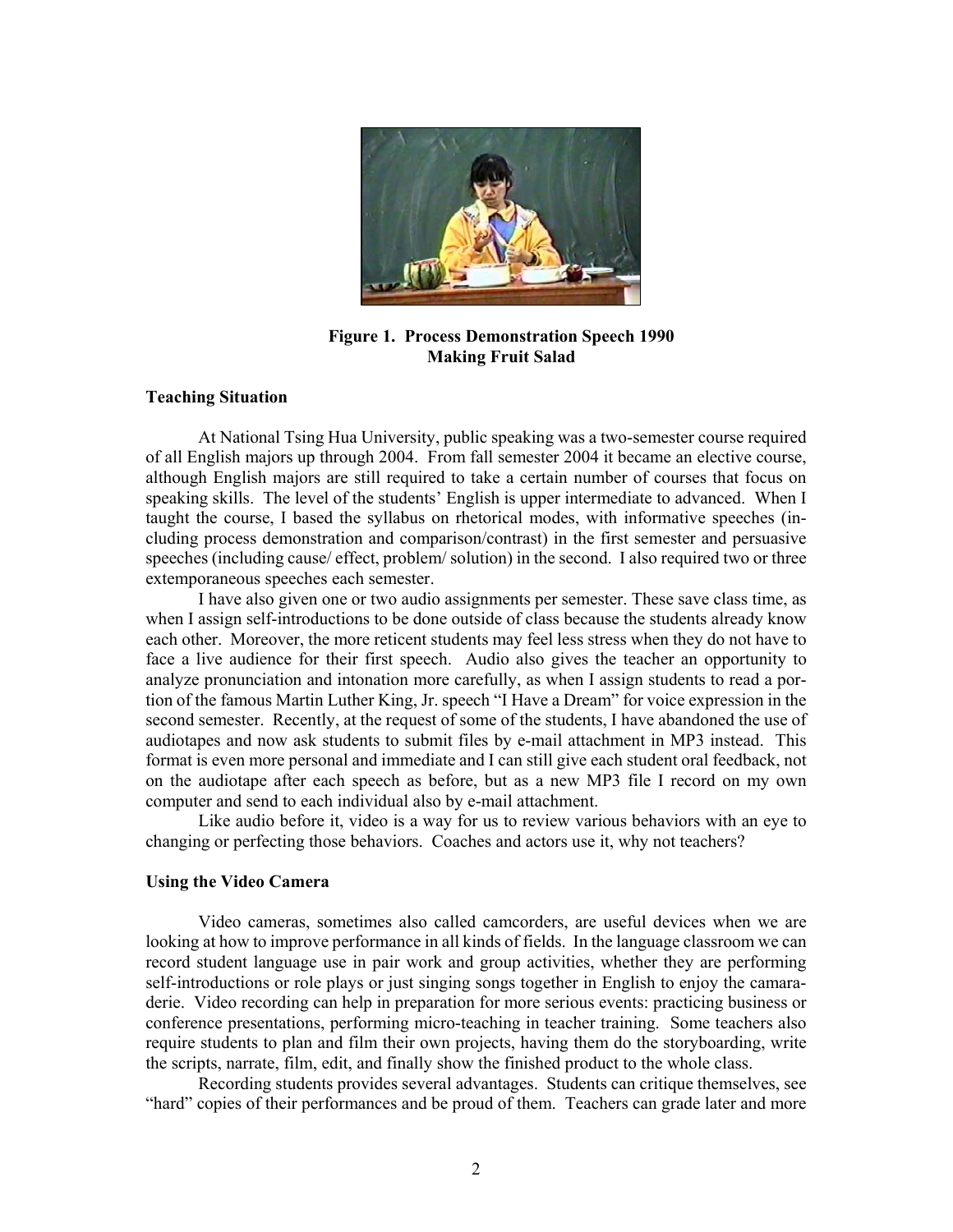**Figure 1. Process Demonstration Speech 1990**
**Making Fruit Salad**

### Teaching Situation

At National Tsing Hua University, public speaking was a two-semester course required of all English majors up through 2004. From fall semester 2004 it became an elective course, although English majors are still required to take a certain number of courses that focus on speaking skills. The level of the students' English is upper intermediate to advanced. When I taught the course, I based the syllabus on rhetorical modes, with informative speeches (including process demonstration and comparison/contrast) in the first semester and persuasive speeches (including cause/ effect, problem/ solution) in the second. I also required two or three extemporaneous speeches each semester.

I have also given one or two audio assignments per semester. These save class time, as when I assign self-introductions to be done outside of class because the students already know each other. Moreover, the more reticent students may feel less stress when they do not have to face a live audience for their first speech. Audio also gives the teacher an opportunity to analyze pronunciation and intonation more carefully, as when I assign students to read a portion of the famous Martin Luther King, Jr. speech "I Have a Dream" for voice expression in the second semester. Recently, at the request of some of the students, I have abandoned the use of audiotapes and now ask students to submit files by e-mail attachment in MP3 instead. This format is even more personal and immediate and I can still give each student oral feedback, not on the audiotape after each speech as before, but as a new MP3 file I record on my own computer and send to each individual also by e-mail attachment.

Like audio before it, video is a way for us to review various behaviors with an eye to changing or perfecting those behaviors. Coaches and actors use it, why not teachers?

### Using the Video Camera

Video cameras, sometimes also called camcorders, are useful devices when we are looking at how to improve performance in all kinds of fields. In the language classroom we can record student language use in pair work and group activities, whether they are performing self-introductions or role plays or just singing songs together in English to enjoy the camaraderie. Video recording can help in preparation for more serious events: practicing business or conference presentations, performing micro-teaching in teacher training. Some teachers also require students to plan and film their own projects, having them do the storyboarding, write the scripts, narrate, film, edit, and finally show the finished product to the whole class.

Recording students provides several advantages. Students can critique themselves, see "hard" copies of their performances and be proud of them. Teachers can grade later and more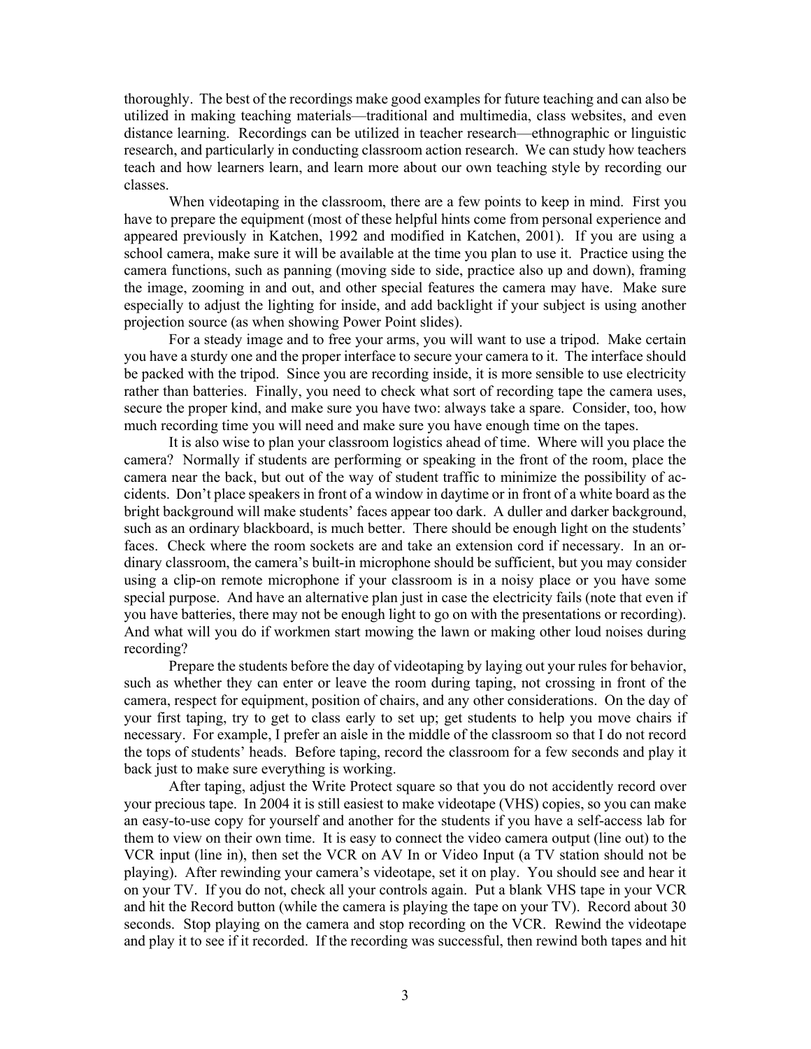thoroughly. The best of the recordings make good examples for future teaching and can also be utilized in making teaching materials—traditional and multimedia, class websites, and even distance learning. Recordings can be utilized in teacher research—ethnographic or linguistic research, and particularly in conducting classroom action research. We can study how teachers teach and how learners learn, and learn more about our own teaching style by recording our classes.

When videotaping in the classroom, there are a few points to keep in mind. First you have to prepare the equipment (most of these helpful hints come from personal experience and appeared previously in Katchen, 1992 and modified in Katchen, 2001). If you are using a school camera, make sure it will be available at the time you plan to use it. Practice using the camera functions, such as panning (moving side to side, practice also up and down), framing the image, zooming in and out, and other special features the camera may have. Make sure especially to adjust the lighting for inside, and add backlight if your subject is using another projection source (as when showing Power Point slides).

For a steady image and to free your arms, you will want to use a tripod. Make certain you have a sturdy one and the proper interface to secure your camera to it. The interface should be packed with the tripod. Since you are recording inside, it is more sensible to use electricity rather than batteries. Finally, you need to check what sort of recording tape the camera uses, secure the proper kind, and make sure you have two: always take a spare. Consider, too, how much recording time you will need and make sure you have enough time on the tapes.

It is also wise to plan your classroom logistics ahead of time. Where will you place the camera? Normally if students are performing or speaking in the front of the room, place the camera near the back, but out of the way of student traffic to minimize the possibility of accidents. Don't place speakers in front of a window in daytime or in front of a white board as the bright background will make students' faces appear too dark. A duller and darker background, such as an ordinary blackboard, is much better. There should be enough light on the students' faces. Check where the room sockets are and take an extension cord if necessary. In an ordinary classroom, the camera's built-in microphone should be sufficient, but you may consider using a clip-on remote microphone if your classroom is in a noisy place or you have some special purpose. And have an alternative plan just in case the electricity fails (note that even if you have batteries, there may not be enough light to go on with the presentations or recording). And what will you do if workmen start mowing the lawn or making other loud noises during recording?

Prepare the students before the day of videotaping by laying out your rules for behavior, such as whether they can enter or leave the room during taping, not crossing in front of the camera, respect for equipment, position of chairs, and any other considerations. On the day of your first taping, try to get to class early to set up; get students to help you move chairs if necessary. For example, I prefer an aisle in the middle of the classroom so that I do not record the tops of students' heads. Before taping, record the classroom for a few seconds and play it back just to make sure everything is working.

After taping, adjust the Write Protect square so that you do not accidently record over your precious tape. In 2004 it is still easiest to make videotape (VHS) copies, so you can make an easy-to-use copy for yourself and another for the students if you have a self-access lab for them to view on their own time. It is easy to connect the video camera output (line out) to the VCR input (line in), then set the VCR on AV In or Video Input (a TV station should not be playing). After rewinding your camera's videotape, set it on play. You should see and hear it on your TV. If you do not, check all your controls again. Put a blank VHS tape in your VCR and hit the Record button (while the camera is playing the tape on your TV). Record about 30 seconds. Stop playing on the camera and stop recording on the VCR. Rewind the videotape and play it to see if it recorded. If the recording was successful, then rewind both tapes and hit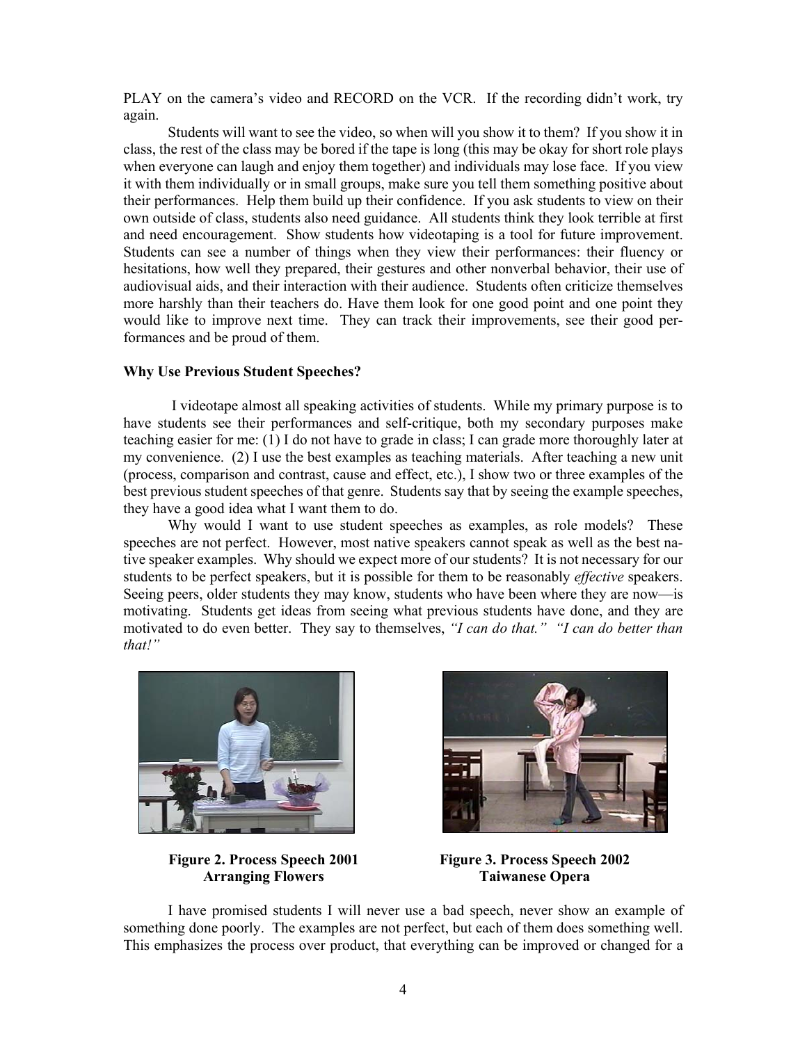PLAY on the camera's video and RECORD on the VCR. If the recording didn't work, try again.

Students will want to see the video, so when will you show it to them? If you show it in class, the rest of the class may be bored if the tape is long (this may be okay for short role plays when everyone can laugh and enjoy them together) and individuals may lose face. If you view it with them individually or in small groups, make sure you tell them something positive about their performances. Help them build up their confidence. If you ask students to view on their own outside of class, students also need guidance. All students think they look terrible at first and need encouragement. Show students how videotaping is a tool for future improvement. Students can see a number of things when they view their performances: their fluency or hesitations, how well they prepared, their gestures and other nonverbal behavior, their use of audiovisual aids, and their interaction with their audience. Students often criticize themselves more harshly than their teachers do. Have them look for one good point and one point they would like to improve next time. They can track their improvements, see their good performances and be proud of them.

**Why Use Previous Student Speeches?**

I videotape almost all speaking activities of students. While my primary purpose is to have students see their performances and self-critique, both my secondary purposes make teaching easier for me: (1) I do not have to grade in class; I can grade more thoroughly later at my convenience. (2) I use the best examples as teaching materials. After teaching a new unit (process, comparison and contrast, cause and effect, etc.), I show two or three examples of the best previous student speeches of that genre. Students say that by seeing the example speeches, they have a good idea what I want them to do.

Why would I want to use student speeches as examples, as role models? These speeches are not perfect. However, most native speakers cannot speak as well as the best native speaker examples. Why should we expect more of our students? It is not necessary for our students to be perfect speakers, but it is possible for them to be reasonably *effective* speakers. Seeing peers, older students they may know, students who have been where they are now—is motivating. Students get ideas from seeing what previous students have done, and they are motivated to do even better. They say to themselves, *"I can do that." "I can do better than that!"*

**Figure 2. Process Speech 2001**
**Arranging Flowers**

**Figure 3. Process Speech 2002**
**Taiwanese Opera**

I have promised students I will never use a bad speech, never show an example of something done poorly. The examples are not perfect, but each of them does something well. This emphasizes the process over product, that everything can be improved or changed for a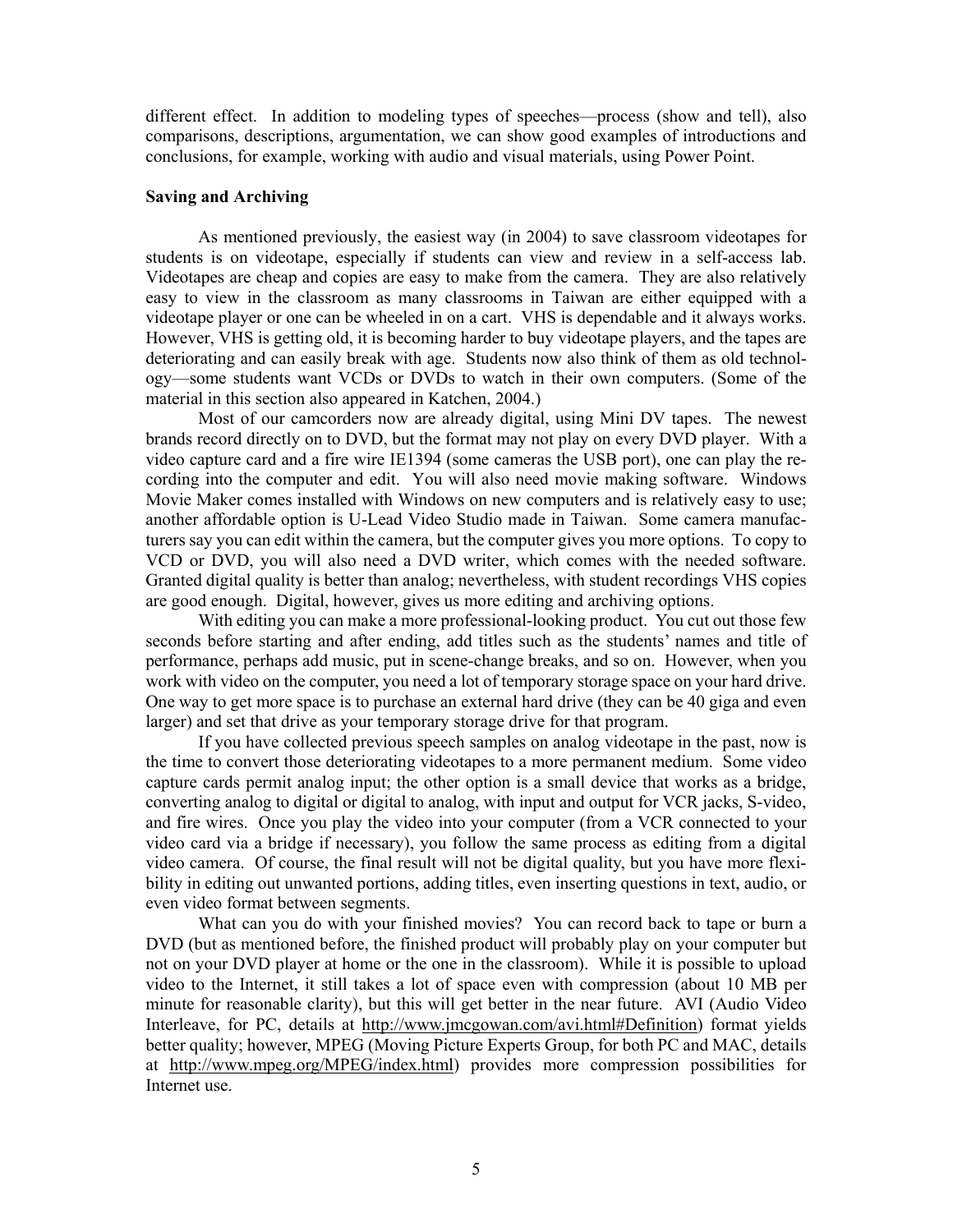different effect. In addition to modeling types of speeches—process (show and tell), also comparisons, descriptions, argumentation, we can show good examples of introductions and conclusions, for example, working with audio and visual materials, using Power Point.

**Saving and Archiving**

As mentioned previously, the easiest way (in 2004) to save classroom videotapes for students is on videotape, especially if students can view and review in a self-access lab. Videotapes are cheap and copies are easy to make from the camera. They are also relatively easy to view in the classroom as many classrooms in Taiwan are either equipped with a videotape player or one can be wheeled in on a cart. VHS is dependable and it always works. However, VHS is getting old, it is becoming harder to buy videotape players, and the tapes are deteriorating and can easily break with age. Students now also think of them as old technology—some students want VCDs or DVDs to watch in their own computers. (Some of the material in this section also appeared in Katchen, 2004.)

Most of our camcorders now are already digital, using Mini DV tapes. The newest brands record directly on to DVD, but the format may not play on every DVD player. With a video capture card and a fire wire IE1394 (some cameras the USB port), one can play the recording into the computer and edit. You will also need movie making software. Windows Movie Maker comes installed with Windows on new computers and is relatively easy to use; another affordable option is U-Lead Video Studio made in Taiwan. Some camera manufacturers say you can edit within the camera, but the computer gives you more options. To copy to VCD or DVD, you will also need a DVD writer, which comes with the needed software. Granted digital quality is better than analog; nevertheless, with student recordings VHS copies are good enough. Digital, however, gives us more editing and archiving options.

With editing you can make a more professional-looking product. You cut out those few seconds before starting and after ending, add titles such as the students' names and title of performance, perhaps add music, put in scene-change breaks, and so on. However, when you work with video on the computer, you need a lot of temporary storage space on your hard drive. One way to get more space is to purchase an external hard drive (they can be 40 giga and even larger) and set that drive as your temporary storage drive for that program.

If you have collected previous speech samples on analog videotape in the past, now is the time to convert those deteriorating videotapes to a more permanent medium. Some video capture cards permit analog input; the other option is a small device that works as a bridge, converting analog to digital or digital to analog, with input and output for VCR jacks, S-video, and fire wires. Once you play the video into your computer (from a VCR connected to your video card via a bridge if necessary), you follow the same process as editing from a digital video camera. Of course, the final result will not be digital quality, but you have more flexibility in editing out unwanted portions, adding titles, even inserting questions in text, audio, or even video format between segments.

What can you do with your finished movies? You can record back to tape or burn a DVD (but as mentioned before, the finished product will probably play on your computer but not on your DVD player at home or the one in the classroom). While it is possible to upload video to the Internet, it still takes a lot of space even with compression (about 10 MB per minute for reasonable clarity), but this will get better in the near future. AVI (Audio Video Interleave, for PC, details at http://www.jmcgowan.com/avi.html#Definition) format yields better quality; however, MPEG (Moving Picture Experts Group, for both PC and MAC, details at http://www.mpeg.org/MPEG/index.html) provides more compression possibilities for Internet use.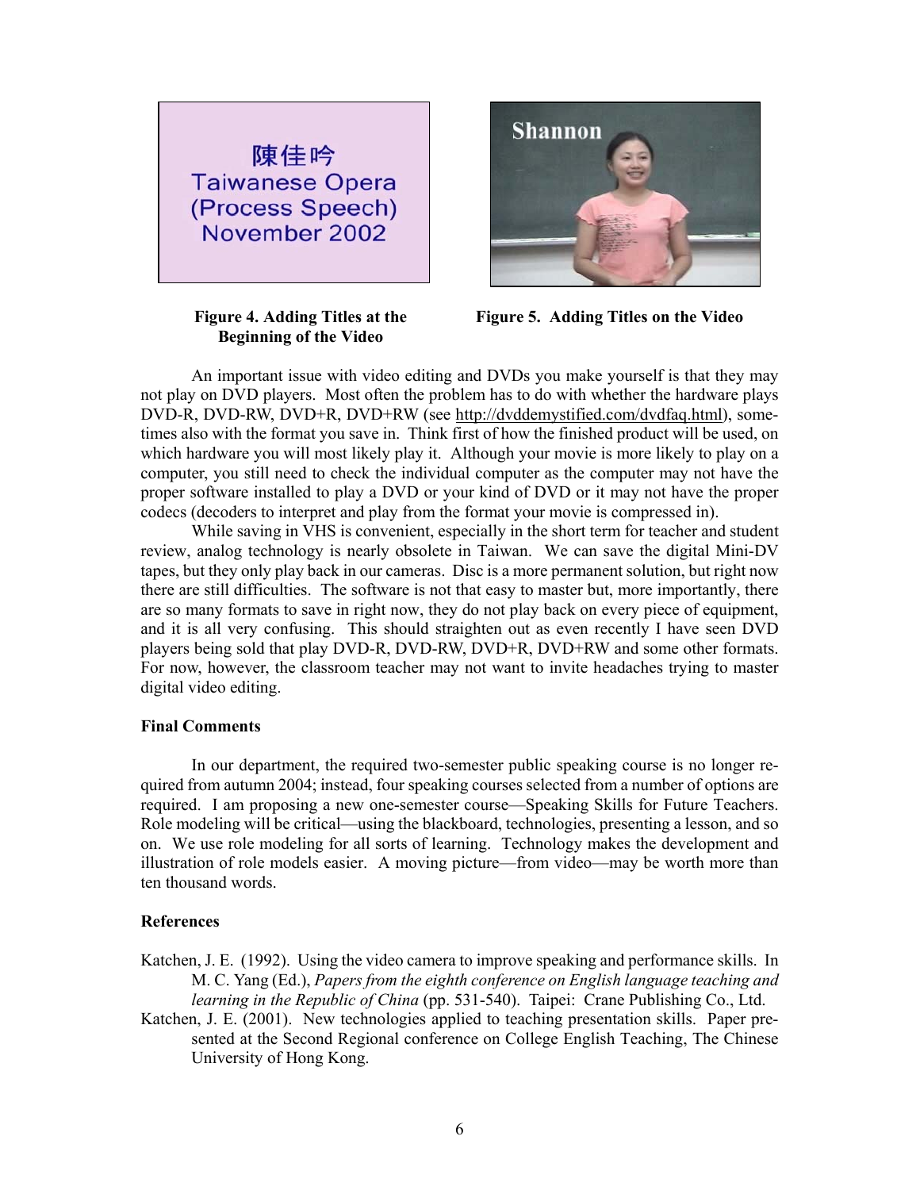Figure 4. Adding Titles at the Beginning of the Video

Figure 5. Adding Titles on the Video

An important issue with video editing and DVDs you make yourself is that they may not play on DVD players. Most often the problem has to do with whether the hardware plays DVD-R, DVD-RW, DVD+R, DVD+RW (see http://dvddemystified.com/dvdfaq.html), sometimes also with the format you save in. Think first of how the finished product will be used, on which hardware you will most likely play it. Although your movie is more likely to play on a computer, you still need to check the individual computer as the computer may not have the proper software installed to play a DVD or your kind of DVD or it may not have the proper codecs (decoders to interpret and play from the format your movie is compressed in).

While saving in VHS is convenient, especially in the short term for teacher and student review, analog technology is nearly obsolete in Taiwan. We can save the digital Mini-DV tapes, but they only play back in our cameras. Disc is a more permanent solution, but right now there are still difficulties. The software is not that easy to master but, more importantly, there are so many formats to save in right now, they do not play back on every piece of equipment, and it is all very confusing. This should straighten out as even recently I have seen DVD players being sold that play DVD-R, DVD-RW, DVD+R, DVD+RW and some other formats. For now, however, the classroom teacher may not want to invite headaches trying to master digital video editing.

## Final Comments

In our department, the required two-semester public speaking course is no longer required from autumn 2004; instead, four speaking courses selected from a number of options are required. I am proposing a new one-semester course—Speaking Skills for Future Teachers. Role modeling will be critical—using the blackboard, technologies, presenting a lesson, and so on. We use role modeling for all sorts of learning. Technology makes the development and illustration of role models easier. A moving picture—from video—may be worth more than ten thousand words.

## References

Katchen, J. E. (1992). Using the video camera to improve speaking and performance skills. In M. C. Yang (Ed.), *Papers from the eighth conference on English language teaching and learning in the Republic of China* (pp. 531-540). Taipei: Crane Publishing Co., Ltd.

Katchen, J. E. (2001). New technologies applied to teaching presentation skills. Paper presented at the Second Regional conference on College English Teaching, The Chinese University of Hong Kong.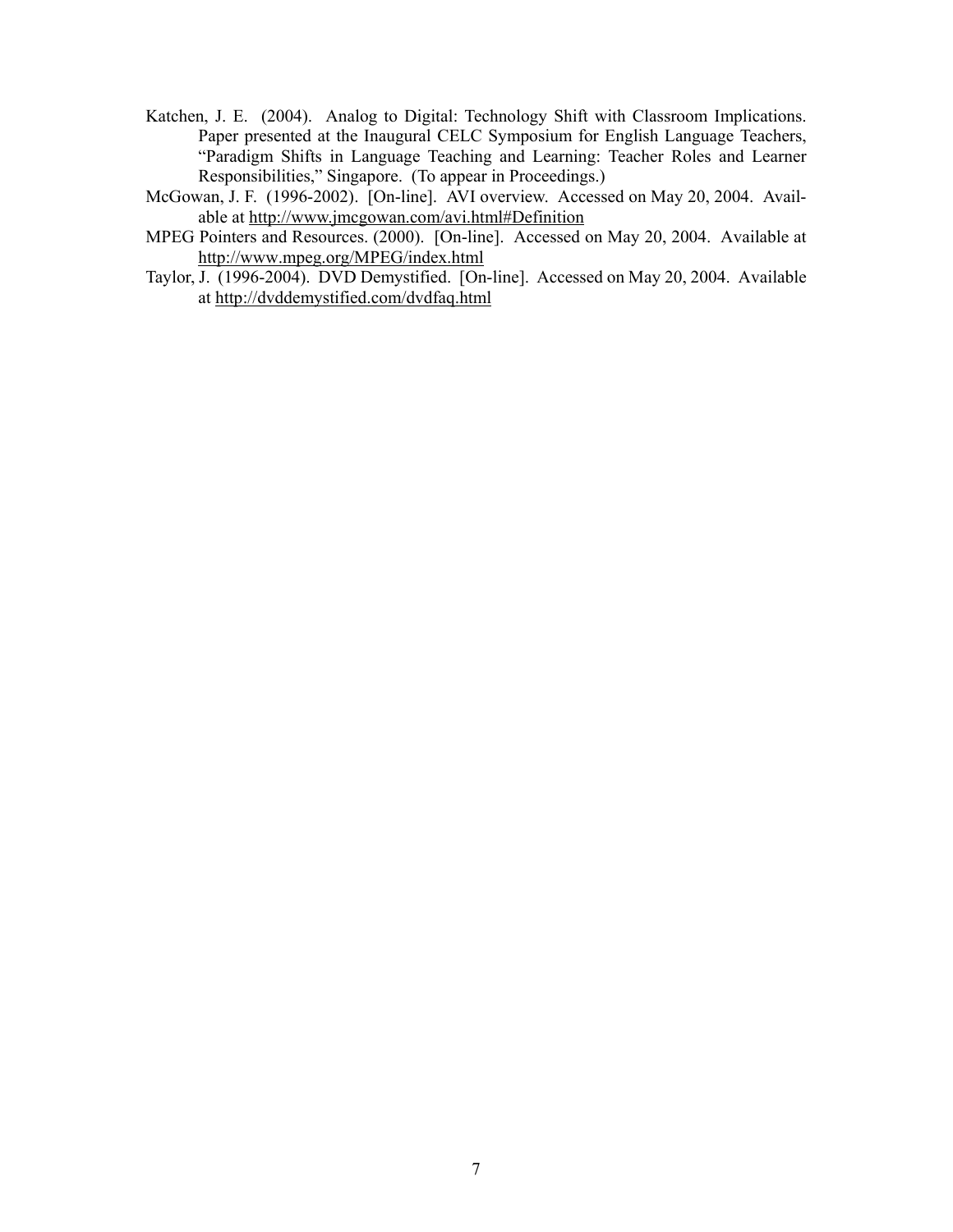Katchen, J. E. (2004). Analog to Digital: Technology Shift with Classroom Implications. Paper presented at the Inaugural CELC Symposium for English Language Teachers, "Paradigm Shifts in Language Teaching and Learning: Teacher Roles and Learner Responsibilities," Singapore. (To appear in Proceedings.)

McGowan, J. F. (1996-2002). [On-line]. AVI overview. Accessed on May 20, 2004. Available at http://www.jmcgowan.com/avi.html#Definition

MPEG Pointers and Resources. (2000). [On-line]. Accessed on May 20, 2004. Available at http://www.mpeg.org/MPEG/index.html

Taylor, J. (1996-2004). DVD Demystified. [On-line]. Accessed on May 20, 2004. Available at http://dvddemystified.com/dvdfaq.html